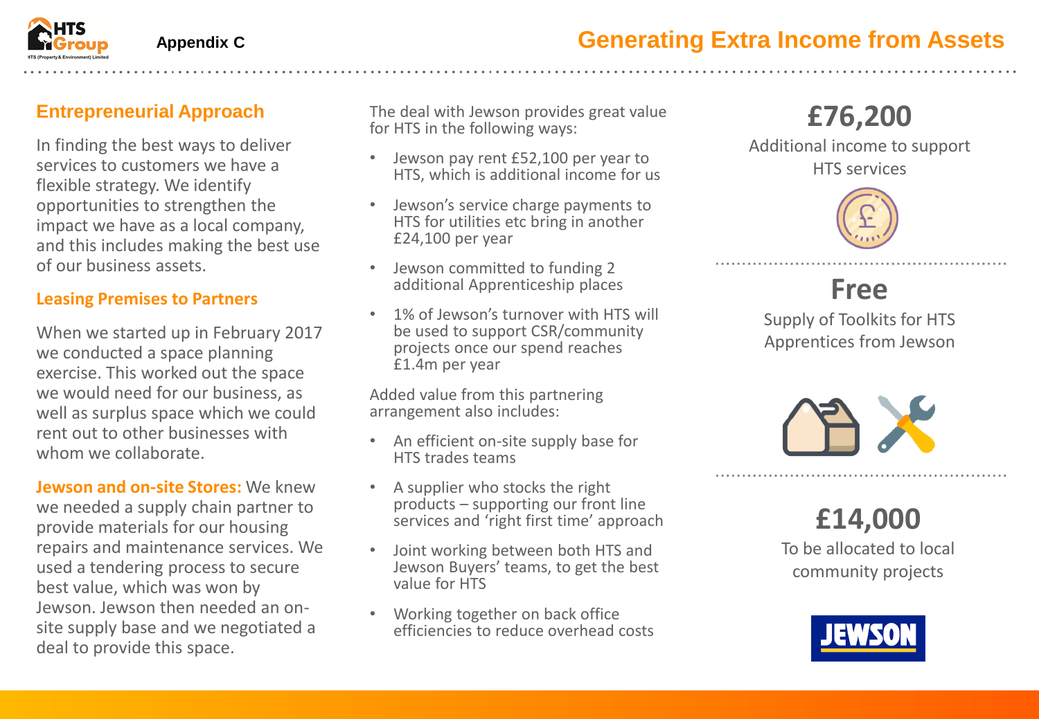Appendix C

# Generating Extra Income from Assets

## Entrepreneurial Approach

In finding the best ways to deliver services to customers we have a flexible strategy. We identify opportunities to strengthen the impact we have as a local company, and this includes making the best use of our business assets.

### Leasing Premises to Partners

When we started up in February 2017 we conducted a space planning exercise. This worked out the space we would need for our business, as well as surplus space which we could rent out to other businesses with whom we collaborate.

**Jewson and on-site Stores:** We knew we needed a supply chain partner to provide materials for our housing repairs and maintenance services. We used a tendering process to secure best value, which was won by Jewson. Jewson then needed an on-site supply base and we negotiated a deal to provide this space.

The deal with Jewson provides great value for HTS in the following ways:

- Jewson pay rent £52,100 per year to HTS, which is additional income for us
- Jewson's service charge payments to HTS for utilities etc bring in another £24,100 per year
- Jewson committed to funding 2 additional Apprenticeship places
- 1% of Jewson's turnover with HTS will be used to support CSR/community projects once our spend reaches £1.4m per year

Added value from this partnering arrangement also includes:

- An efficient on-site supply base for HTS trades teams
- A supplier who stocks the right products – supporting our front line services and 'right first time' approach
- Joint working between both HTS and Jewson Buyers' teams, to get the best value for HTS
- Working together on back office efficiencies to reduce overhead costs

**£76,200**

Additional income to support HTS services

**Free**

Supply of Toolkits for HTS Apprentices from Jewson

**£14,000**

To be allocated to local community projects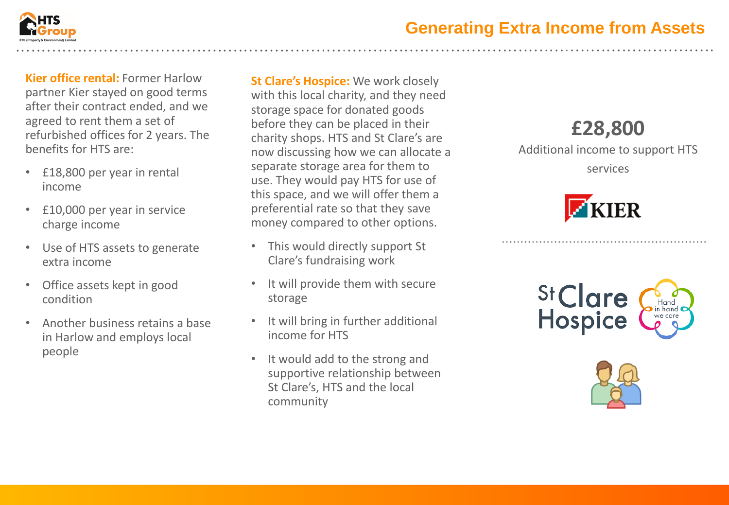# Generating Extra Income from Assets

**Kier office rental:** Former Harlow partner Kier stayed on good terms after their contract ended, and we agreed to rent them a set of refurbished offices for 2 years. The benefits for HTS are:

- £18,800 per year in rental income
- £10,000 per year in service charge income
- Use of HTS assets to generate extra income
- Office assets kept in good condition
- Another business retains a base in Harlow and employs local people

**St Clare's Hospice:** We work closely with this local charity, and they need storage space for donated goods before they can be placed in their charity shops. HTS and St Clare's are now discussing how we can allocate a separate storage area for them to use. They would pay HTS for use of this space, and we will offer them a preferential rate so that they save money compared to other options.

- This would directly support St Clare's fundraising work
- It will provide them with secure storage
- It will bring in further additional income for HTS
- It would add to the strong and supportive relationship between St Clare's, HTS and the local community

**£28,800**

Additional income to support HTS services